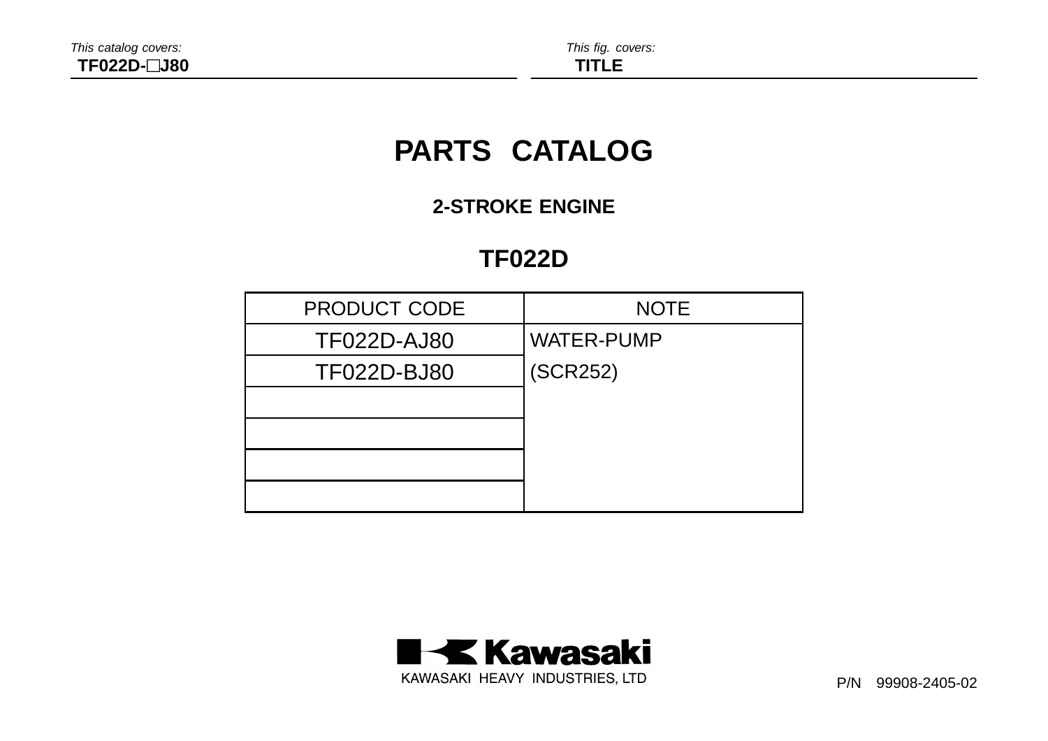This catalog covers:
**TF022D-□J80**

This fig. covers:
**TITLE**

# PARTS CATALOG

## 2-STROKE ENGINE

## TF022D

| PRODUCT CODE | NOTE |
|---|---|
| TF022D-AJ80 | WATER-PUMP |
| TF022D-BJ80 | (SCR252) |
| | |
| | |
| | |
| | |

Kawasaki

KAWASAKI HEAVY INDUSTRIES, LTD

P/N 99908-2405-02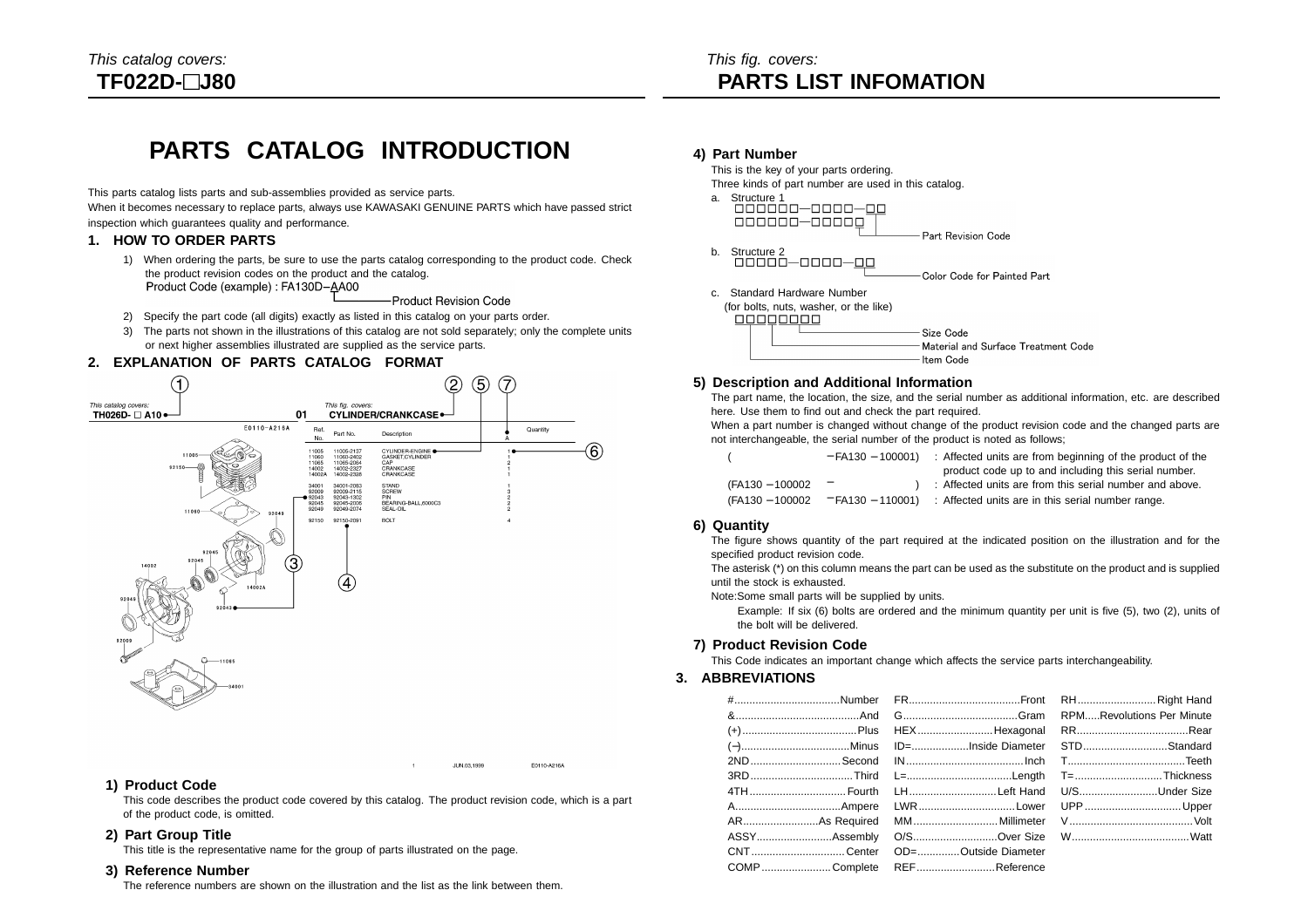*This catalog covers:*
**TF022D-□J80**

*This fig. covers:*
**PARTS LIST INFOMATION**

# PARTS CATALOG INTRODUCTION

This parts catalog lists parts and sub-assemblies provided as service parts.
When it becomes necessary to replace parts, always use KAWASAKI GENUINE PARTS which have passed strict inspection which guarantees quality and performance.

## 1. HOW TO ORDER PARTS

1) When ordering the parts, be sure to use the parts catalog corresponding to the product code. Check the product revision codes on the product and the catalog.
   Product Code (example) : FA130D−AA00
   Product Revision Code
2) Specify the part code (all digits) exactly as listed in this catalog on your parts order.
3) The parts not shown in the illustrations of this catalog are not sold separately; only the complete units or next higher assemblies illustrated are supplied as the service parts.

## 2. EXPLANATION OF PARTS CATALOG FORMAT

*This catalog covers:* TH026D- □ A10 ①
*This fig. covers:* 01 CYLINDER/CRANKCASE ②
E0110-A216A

| Ref. No. | Part No. | Description | A | Quantity |
|---|---|---|---|---|
| 11005 | 11005-2137 | CYLINDER-ENGINE | | 1 |
| 11060 | 11060-2402 | GASKET,CYLINDER | | 1 |
| 11065 | 11065-2084 | CAP | | 2 |
| 14002 | 14002-2327 | CRANKCASE | | 1 |
| 14002A | 14002-2328 | CRANKCASE | | 1 |
| 34001 | 34001-2083 | STAND | | 1 |
| 92009 | 92009-2115 | SCREW | | 3 |
| 92043 | 92043-1302 | PIN | | 2 |
| 92045 | 92045-2006 | BEARING-BALL,6000C3 | | 2 |
| 92049 | 92049-2074 | SEAL-OIL | | 2 |
| 92150 | 92150-2091 | BOLT | | 4 |

1 JUN.03,1999 E0110-A216A

### 1) Product Code

This code describes the product code covered by this catalog. The product revision code, which is a part of the product code, is omitted.

### 2) Part Group Title

This title is the representative name for the group of parts illustrated on the page.

### 3) Reference Number

The reference numbers are shown on the illustration and the list as the link between them.

### 4) Part Number

This is the key of your parts ordering.
Three kinds of part number are used in this catalog.

a. Structure 1
   □□□□□□−□□□□−□□
   □□□□□□−□□□□□
   Part Revision Code

b. Structure 2
   □□□□□−□□□□−□□
   Color Code for Painted Part

c. Standard Hardware Number
   (for bolts, nuts, washer, or the like)
   □□□□□□□□
   Size Code
   Material and Surface Treatment Code
   Item Code

### 5) Description and Additional Information

The part name, the location, the size, and the serial number as additional information, etc. are described here. Use them to find out and check the part required.
When a part number is changed without change of the product revision code and the changed parts are not interchangeable, the serial number of the product is noted as follows;

| | | |
|---|---|---|
| ( | −FA130 −100001) | : Affected units are from beginning of the product of the product code up to and including this serial number. |
| (FA130 −100002 | − ) | : Affected units are from this serial number and above. |
| (FA130 −100002 | −FA130 −110001) | : Affected units are in this serial number range. |

### 6) Quantity

The figure shows quantity of the part required at the indicated position on the illustration and for the specified product revision code.
The asterisk (*) on this column means the part can be used as the substitute on the product and is supplied until the stock is exhausted.
Note:Some small parts will be supplied by units.
Example: If six (6) bolts are ordered and the minimum quantity per unit is five (5), two (2), units of the bolt will be delivered.

### 7) Product Revision Code

This Code indicates an important change which affects the service parts interchangeability.

## 3. ABBREVIATIONS

| | | |
|---|---|---|
| # ..... Number | FR ..... Front | RH ..... Right Hand |
| & ..... And | G ..... Gram | RPM ..... Revolutions Per Minute |
| (+) ..... Plus | HEX ..... Hexagonal | RR ..... Rear |
| (−) ..... Minus | ID= ..... Inside Diameter | STD ..... Standard |
| 2ND ..... Second | IN ..... Inch | T ..... Teeth |
| 3RD ..... Third | L= ..... Length | T= ..... Thickness |
| 4TH ..... Fourth | LH ..... Left Hand | U/S ..... Under Size |
| A ..... Ampere | LWR ..... Lower | UPP ..... Upper |
| AR ..... As Required | MM ..... Millimeter | V ..... Volt |
| ASSY ..... Assembly | O/S ..... Over Size | W ..... Watt |
| CNT ..... Center | OD= ..... Outside Diameter | |
| COMP ..... Complete | REF ..... Reference | |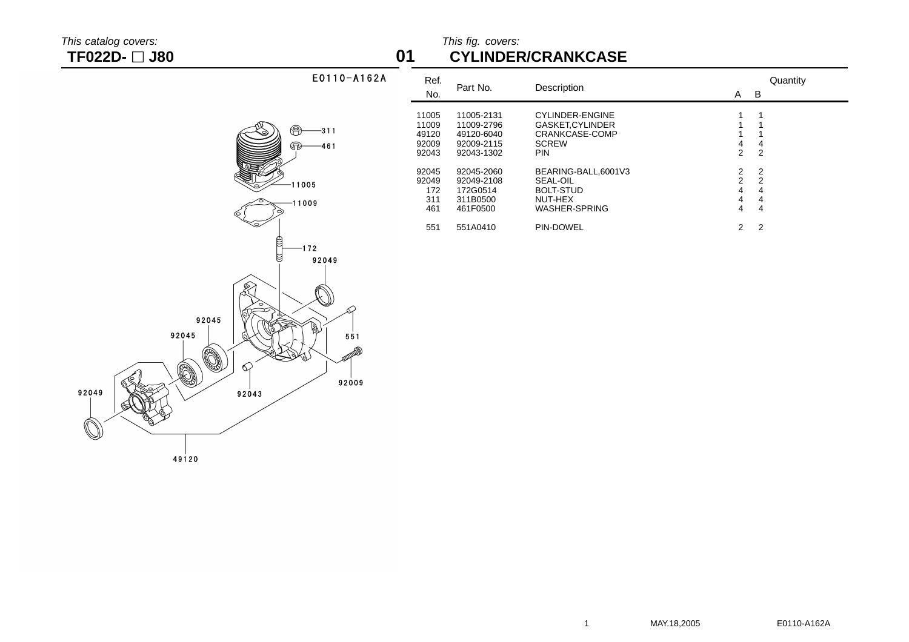*This catalog covers:*
**TF022D- □ J80**

# 01 CYLINDER/CRANKCASE

*This fig. covers:*

E0110-A162A

| Ref. No. | Part No. | Description | Quantity A | Quantity B |
|---|---|---|---|---|
| 11005 | 11005-2131 | CYLINDER-ENGINE | 1 | 1 |
| 11009 | 11009-2796 | GASKET,CYLINDER | 1 | 1 |
| 49120 | 49120-6040 | CRANKCASE-COMP | 1 | 1 |
| 92009 | 92009-2115 | SCREW | 4 | 4 |
| 92043 | 92043-1302 | PIN | 2 | 2 |
| 92045 | 92045-2060 | BEARING-BALL,6001V3 | 2 | 2 |
| 92049 | 92049-2108 | SEAL-OIL | 2 | 2 |
| 172 | 172G0514 | BOLT-STUD | 4 | 4 |
| 311 | 311B0500 | NUT-HEX | 4 | 4 |
| 461 | 461F0500 | WASHER-SPRING | 4 | 4 |
| 551 | 551A0410 | PIN-DOWEL | 2 | 2 |

MAY.18,2005 E0110-A162A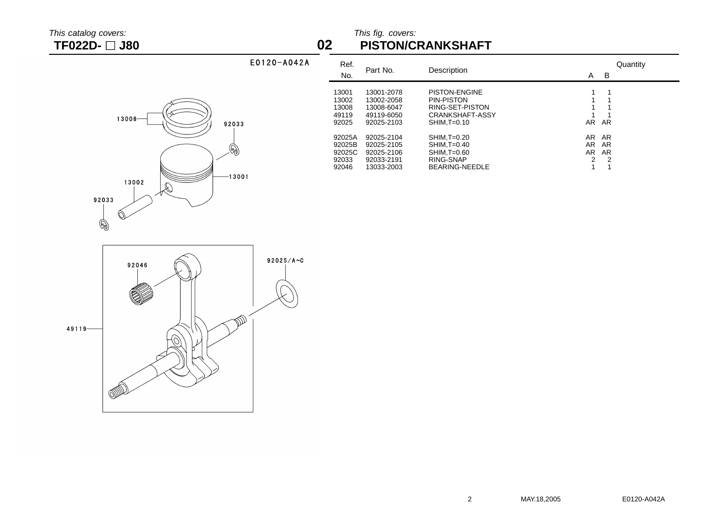*This catalog covers:*

**TF022D- □ J80**

## 02 PISTON/CRANKSHAFT

*This fig. covers:*

E0120-A042A

| Ref. No. | Part No. | Description | Quantity A | Quantity B |
|---|---|---|---|---|
| 13001 | 13001-2078 | PISTON-ENGINE | 1 | 1 |
| 13002 | 13002-2058 | PIN-PISTON | 1 | 1 |
| 13008 | 13008-6047 | RING-SET-PISTON | 1 | 1 |
| 49119 | 49119-6050 | CRANKSHAFT-ASSY | 1 | 1 |
| 92025 | 92025-2103 | SHIM,T=0.10 | AR | AR |
| 92025A | 92025-2104 | SHIM,T=0.20 | AR | AR |
| 92025B | 92025-2105 | SHIM,T=0.40 | AR | AR |
| 92025C | 92025-2106 | SHIM,T=0.60 | AR | AR |
| 92033 | 92033-2191 | RING-SNAP | 2 | 2 |
| 92046 | 13033-2003 | BEARING-NEEDLE | 1 | 1 |

MAY.18,2005

E0120-A042A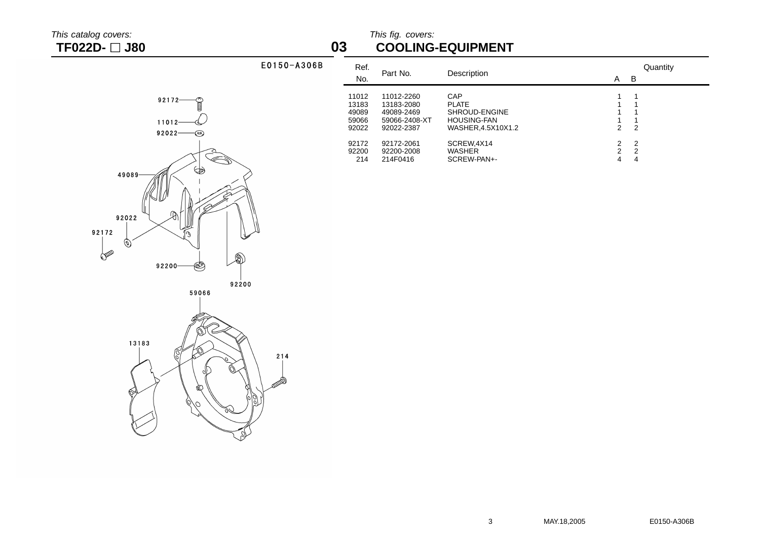*This catalog covers:*

**TF022D- □ J80**

*This fig. covers:*

## 03 COOLING-EQUIPMENT

E0150-A306B

| Ref. No. | Part No. | Description | Quantity A | Quantity B |
|---|---|---|---|---|
| 11012 | 11012-2260 | CAP | 1 | 1 |
| 13183 | 13183-2080 | PLATE | 1 | 1 |
| 49089 | 49089-2469 | SHROUD-ENGINE | 1 | 1 |
| 59066 | 59066-2408-XT | HOUSING-FAN | 1 | 1 |
| 92022 | 92022-2387 | WASHER,4.5X10X1.2 | 2 | 2 |
| 92172 | 92172-2061 | SCREW,4X14 | 2 | 2 |
| 92200 | 92200-2008 | WASHER | 2 | 2 |
| 214 | 214F0416 | SCREW-PAN+- | 4 | 4 |

MAY.18,2005

E0150-A306B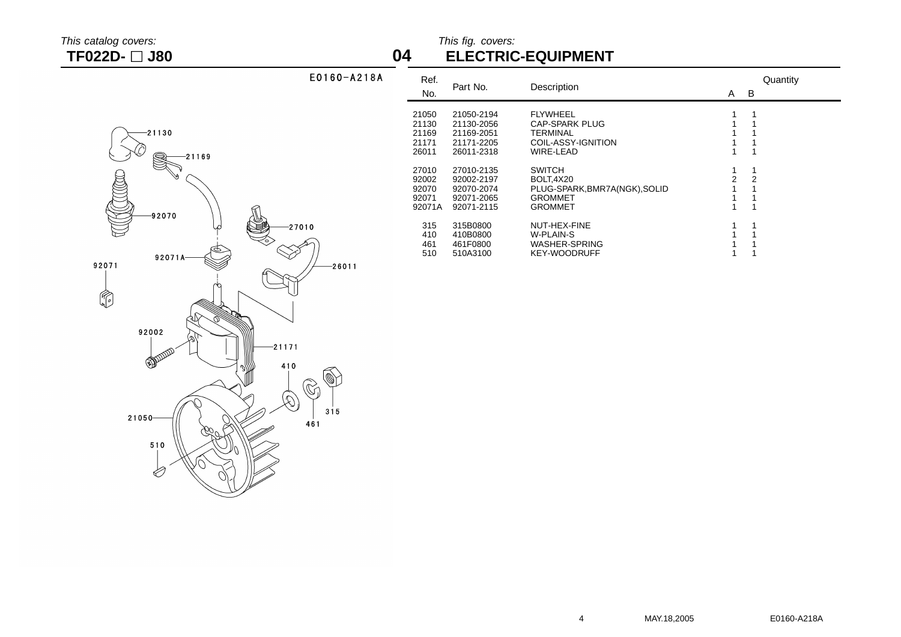This catalog covers:

**TF022D- □ J80**

# 04 ELECTRIC-EQUIPMENT

This fig. covers:

E0160-A218A

| Ref. No. | Part No. | Description | Quantity A | Quantity B |
|---|---|---|---|---|
| 21050 | 21050-2194 | FLYWHEEL | 1 | 1 |
| 21130 | 21130-2056 | CAP-SPARK PLUG | 1 | 1 |
| 21169 | 21169-2051 | TERMINAL | 1 | 1 |
| 21171 | 21171-2205 | COIL-ASSY-IGNITION | 1 | 1 |
| 26011 | 26011-2318 | WIRE-LEAD | 1 | 1 |
| 27010 | 27010-2135 | SWITCH | 1 | 1 |
| 92002 | 92002-2197 | BOLT,4X20 | 2 | 2 |
| 92070 | 92070-2074 | PLUG-SPARK,BMR7A(NGK),SOLID | 1 | 1 |
| 92071 | 92071-2065 | GROMMET | 1 | 1 |
| 92071A | 92071-2115 | GROMMET | 1 | 1 |
| 315 | 315B0800 | NUT-HEX-FINE | 1 | 1 |
| 410 | 410B0800 | W-PLAIN-S | 1 | 1 |
| 461 | 461F0800 | WASHER-SPRING | 1 | 1 |
| 510 | 510A3100 | KEY-WOODRUFF | 1 | 1 |

MAY.18,2005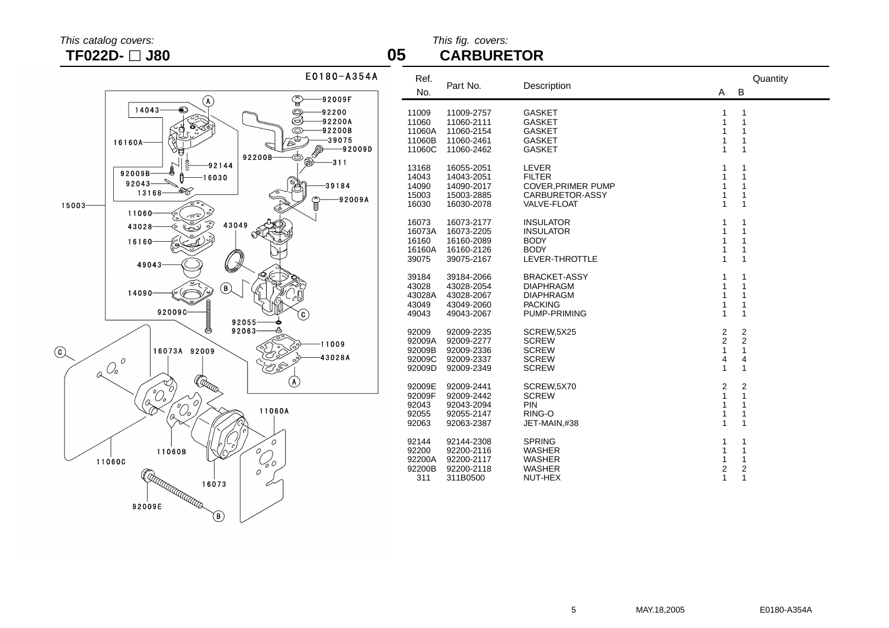This catalog covers:

**TF022D- □ J80**

This fig. covers:

## 05 CARBURETOR

| Ref. No. | Part No. | Description | Quantity A | Quantity B |
|---|---|---|---|---|
| 11009 | 11009-2757 | GASKET | 1 | 1 |
| 11060 | 11060-2111 | GASKET | 1 | 1 |
| 11060A | 11060-2154 | GASKET | 1 | 1 |
| 11060B | 11060-2461 | GASKET | 1 | 1 |
| 11060C | 11060-2462 | GASKET | 1 | 1 |
| 13168 | 16055-2051 | LEVER | 1 | 1 |
| 14043 | 14043-2051 | FILTER | 1 | 1 |
| 14090 | 14090-2017 | COVER,PRIMER PUMP | 1 | 1 |
| 15003 | 15003-2885 | CARBURETOR-ASSY | 1 | 1 |
| 16030 | 16030-2078 | VALVE-FLOAT | 1 | 1 |
| 16073 | 16073-2177 | INSULATOR | 1 | 1 |
| 16073A | 16073-2205 | INSULATOR | 1 | 1 |
| 16160 | 16160-2089 | BODY | 1 | 1 |
| 16160A | 16160-2126 | BODY | 1 | 1 |
| 39075 | 39075-2167 | LEVER-THROTTLE | 1 | 1 |
| 39184 | 39184-2066 | BRACKET-ASSY | 1 | 1 |
| 43028 | 43028-2054 | DIAPHRAGM | 1 | 1 |
| 43028A | 43028-2067 | DIAPHRAGM | 1 | 1 |
| 43049 | 43049-2060 | PACKING | 1 | 1 |
| 49043 | 49043-2067 | PUMP-PRIMING | 1 | 1 |
| 92009 | 92009-2235 | SCREW,5X25 | 2 | 2 |
| 92009A | 92009-2277 | SCREW | 2 | 2 |
| 92009B | 92009-2336 | SCREW | 1 | 1 |
| 92009C | 92009-2337 | SCREW | 4 | 4 |
| 92009D | 92009-2349 | SCREW | 1 | 1 |
| 92009E | 92009-2441 | SCREW,5X70 | 2 | 2 |
| 92009F | 92009-2442 | SCREW | 1 | 1 |
| 92043 | 92043-2094 | PIN | 1 | 1 |
| 92055 | 92055-2147 | RING-O | 1 | 1 |
| 92063 | 92063-2387 | JET-MAIN,#38 | 1 | 1 |
| 92144 | 92144-2308 | SPRING | 1 | 1 |
| 92200 | 92200-2116 | WASHER | 1 | 1 |
| 92200A | 92200-2117 | WASHER | 1 | 1 |
| 92200B | 92200-2118 | WASHER | 2 | 2 |
| 311 | 311B0500 | NUT-HEX | 1 | 1 |

MAY.18,2005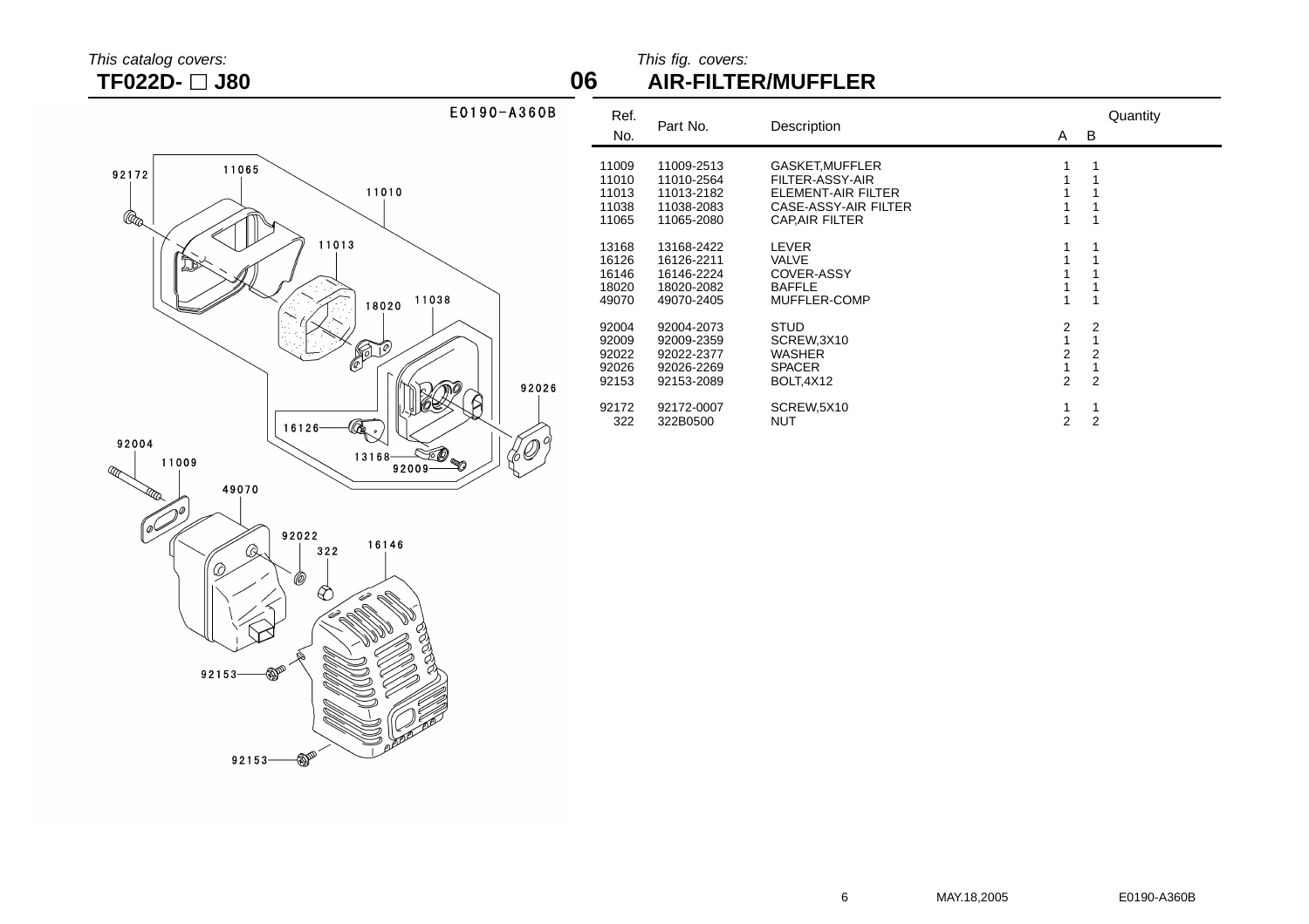This catalog covers:

**TF022D- □ J80**

This fig. covers:

## 06 AIR-FILTER/MUFFLER

E0190-A360B

| Ref. No. | Part No. | Description | Quantity A | Quantity B |
|---|---|---|---|---|
| 11009 | 11009-2513 | GASKET,MUFFLER | 1 | 1 |
| 11010 | 11010-2564 | FILTER-ASSY-AIR | 1 | 1 |
| 11013 | 11013-2182 | ELEMENT-AIR FILTER | 1 | 1 |
| 11038 | 11038-2083 | CASE-ASSY-AIR FILTER | 1 | 1 |
| 11065 | 11065-2080 | CAP,AIR FILTER | 1 | 1 |
| 13168 | 13168-2422 | LEVER | 1 | 1 |
| 16126 | 16126-2211 | VALVE | 1 | 1 |
| 16146 | 16146-2224 | COVER-ASSY | 1 | 1 |
| 18020 | 18020-2082 | BAFFLE | 1 | 1 |
| 49070 | 49070-2405 | MUFFLER-COMP | 1 | 1 |
| 92004 | 92004-2073 | STUD | 2 | 2 |
| 92009 | 92009-2359 | SCREW,3X10 | 1 | 1 |
| 92022 | 92022-2377 | WASHER | 2 | 2 |
| 92026 | 92026-2269 | SPACER | 1 | 1 |
| 92153 | 92153-2089 | BOLT,4X12 | 2 | 2 |
| 92172 | 92172-0007 | SCREW,5X10 | 1 | 1 |
| 322 | 322B0500 | NUT | 2 | 2 |

MAY.18,2005 E0190-A360B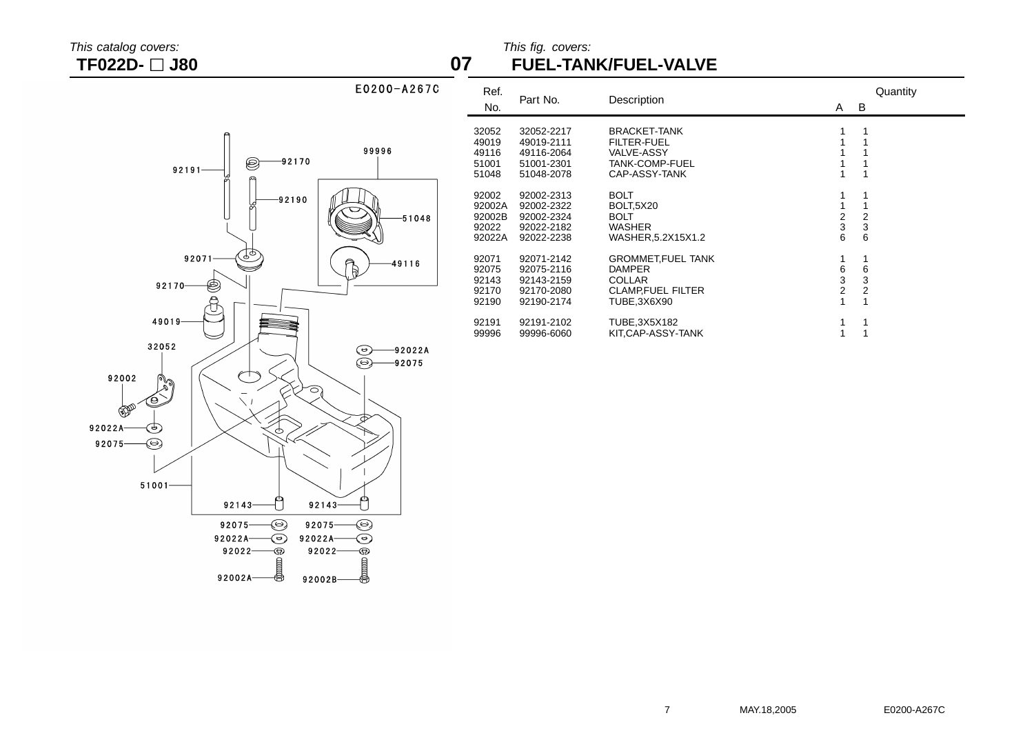*This catalog covers:*
**TF022D- □ J80**

**07**

*This fig. covers:*
## FUEL-TANK/FUEL-VALVE

E0200-A267C

| Ref. No. | Part No. | Description | Quantity A | Quantity B |
|---|---|---|---|---|
| 32052 | 32052-2217 | BRACKET-TANK | 1 | 1 |
| 49019 | 49019-2111 | FILTER-FUEL | 1 | 1 |
| 49116 | 49116-2064 | VALVE-ASSY | 1 | 1 |
| 51001 | 51001-2301 | TANK-COMP-FUEL | 1 | 1 |
| 51048 | 51048-2078 | CAP-ASSY-TANK | 1 | 1 |
| 92002 | 92002-2313 | BOLT | 1 | 1 |
| 92002A | 92002-2322 | BOLT,5X20 | 1 | 1 |
| 92002B | 92002-2324 | BOLT | 2 | 2 |
| 92022 | 92022-2182 | WASHER | 3 | 3 |
| 92022A | 92022-2238 | WASHER,5.2X15X1.2 | 6 | 6 |
| 92071 | 92071-2142 | GROMMET,FUEL TANK | 1 | 1 |
| 92075 | 92075-2116 | DAMPER | 6 | 6 |
| 92143 | 92143-2159 | COLLAR | 3 | 3 |
| 92170 | 92170-2080 | CLAMP,FUEL FILTER | 2 | 2 |
| 92190 | 92190-2174 | TUBE,3X6X90 | 1 | 1 |
| 92191 | 92191-2102 | TUBE,3X5X182 | 1 | 1 |
| 99996 | 99996-6060 | KIT,CAP-ASSY-TANK | 1 | 1 |

MAY.18,2005

E0200-A267C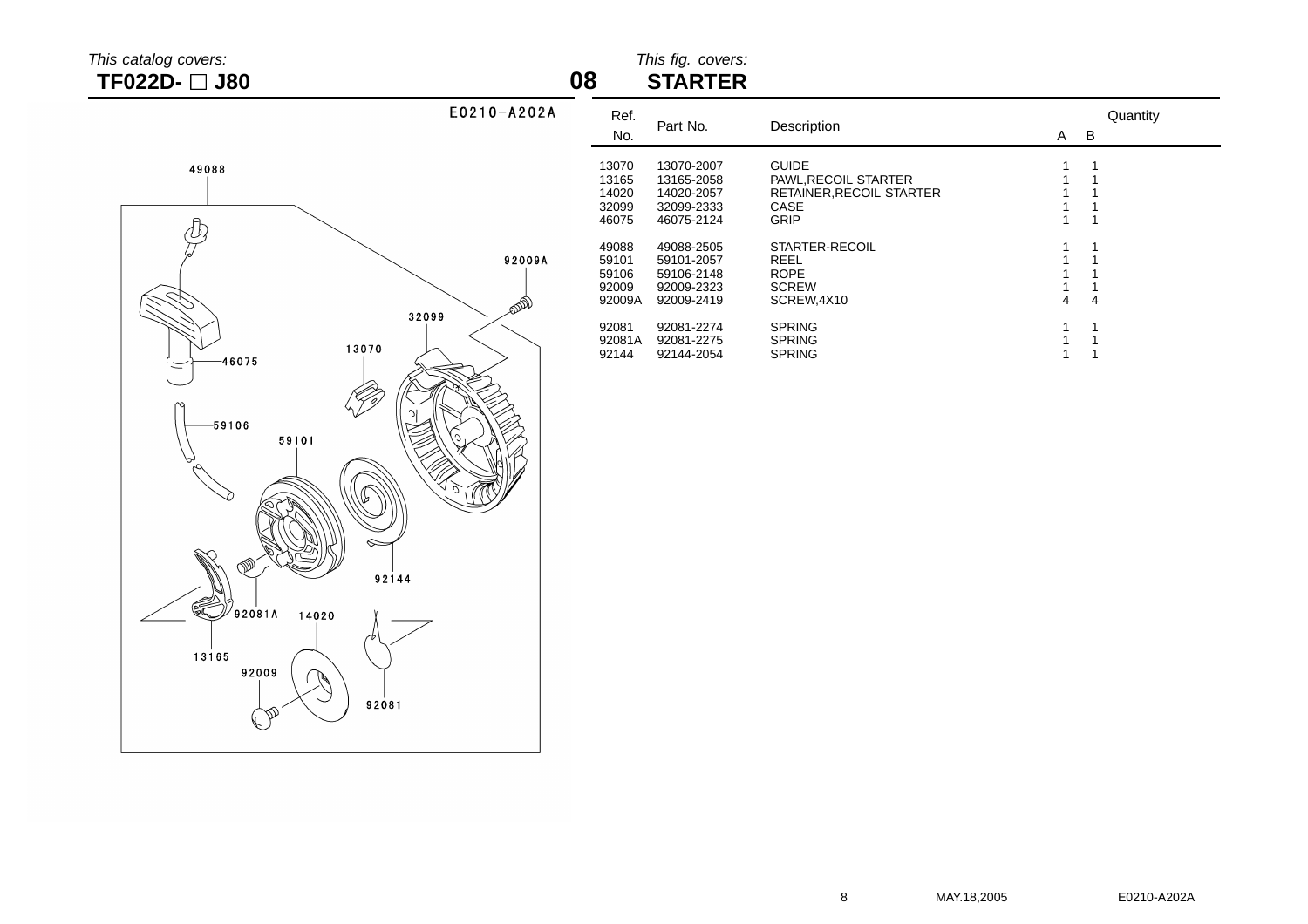*This catalog covers:*

**TF022D- □ J80**

**08** *This fig. covers:*

## STARTER

E0210-A202A

| Ref. No. | Part No. | Description | Quantity A | Quantity B |
|---|---|---|---|---|
| 13070 | 13070-2007 | GUIDE | 1 | 1 |
| 13165 | 13165-2058 | PAWL,RECOIL STARTER | 1 | 1 |
| 14020 | 14020-2057 | RETAINER,RECOIL STARTER | 1 | 1 |
| 32099 | 32099-2333 | CASE | 1 | 1 |
| 46075 | 46075-2124 | GRIP | 1 | 1 |
| 49088 | 49088-2505 | STARTER-RECOIL | 1 | 1 |
| 59101 | 59101-2057 | REEL | 1 | 1 |
| 59106 | 59106-2148 | ROPE | 1 | 1 |
| 92009 | 92009-2323 | SCREW | 1 | 1 |
| 92009A | 92009-2419 | SCREW,4X10 | 4 | 4 |
| 92081 | 92081-2274 | SPRING | 1 | 1 |
| 92081A | 92081-2275 | SPRING | 1 | 1 |
| 92144 | 92144-2054 | SPRING | 1 | 1 |

MAY.18,2005 E0210-A202A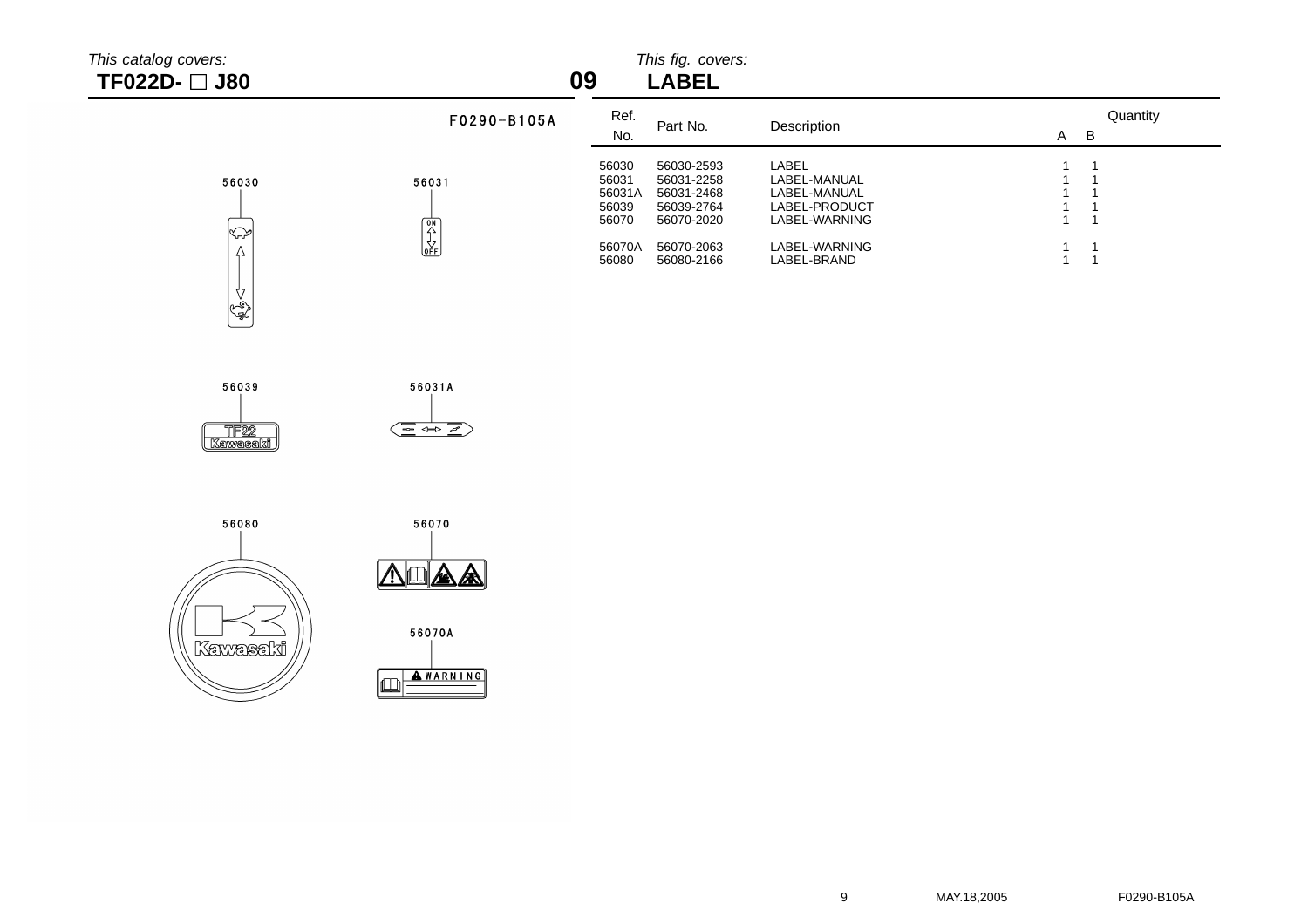*This catalog covers:*
**TF022D- □ J80**

**09** *This fig. covers:*
## LABEL

F0290-B105A

56030

56031

56039

56031A

56080

56070

56070A

| Ref. No. | Part No. | Description | Quantity A | B |
|---|---|---|---|---|
| 56030 | 56030-2593 | LABEL | 1 | 1 |
| 56031 | 56031-2258 | LABEL-MANUAL | 1 | 1 |
| 56031A | 56031-2468 | LABEL-MANUAL | 1 | 1 |
| 56039 | 56039-2764 | LABEL-PRODUCT | 1 | 1 |
| 56070 | 56070-2020 | LABEL-WARNING | 1 | 1 |
| 56070A | 56070-2063 | LABEL-WARNING | 1 | 1 |
| 56080 | 56080-2166 | LABEL-BRAND | 1 | 1 |

MAY.18,2005 F0290-B105A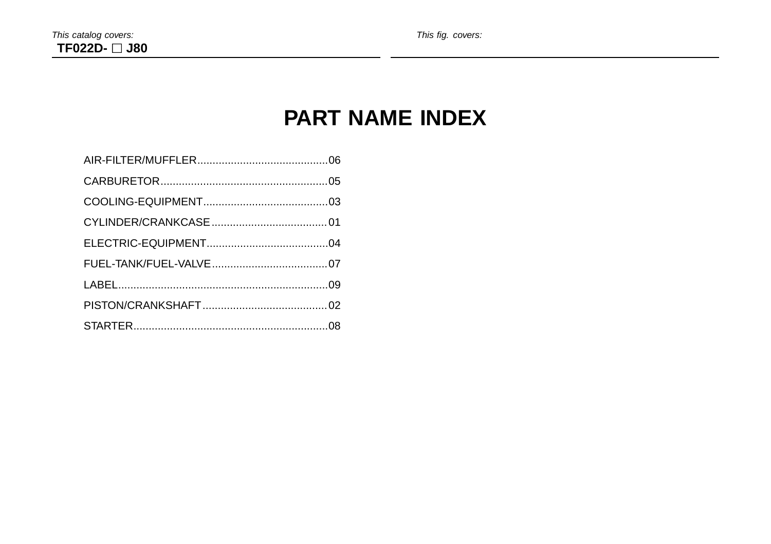*This catalog covers:*
**TF022D- □ J80**

*This fig. covers:*

# PART NAME INDEX

AIR-FILTER/MUFFLER..........................................06
CARBURETOR.......................................................05
COOLING-EQUIPMENT.........................................03
CYLINDER/CRANKCASE......................................01
ELECTRIC-EQUIPMENT........................................04
FUEL-TANK/FUEL-VALVE......................................07
LABEL.....................................................................09
PISTON/CRANKSHAFT.........................................02
STARTER................................................................08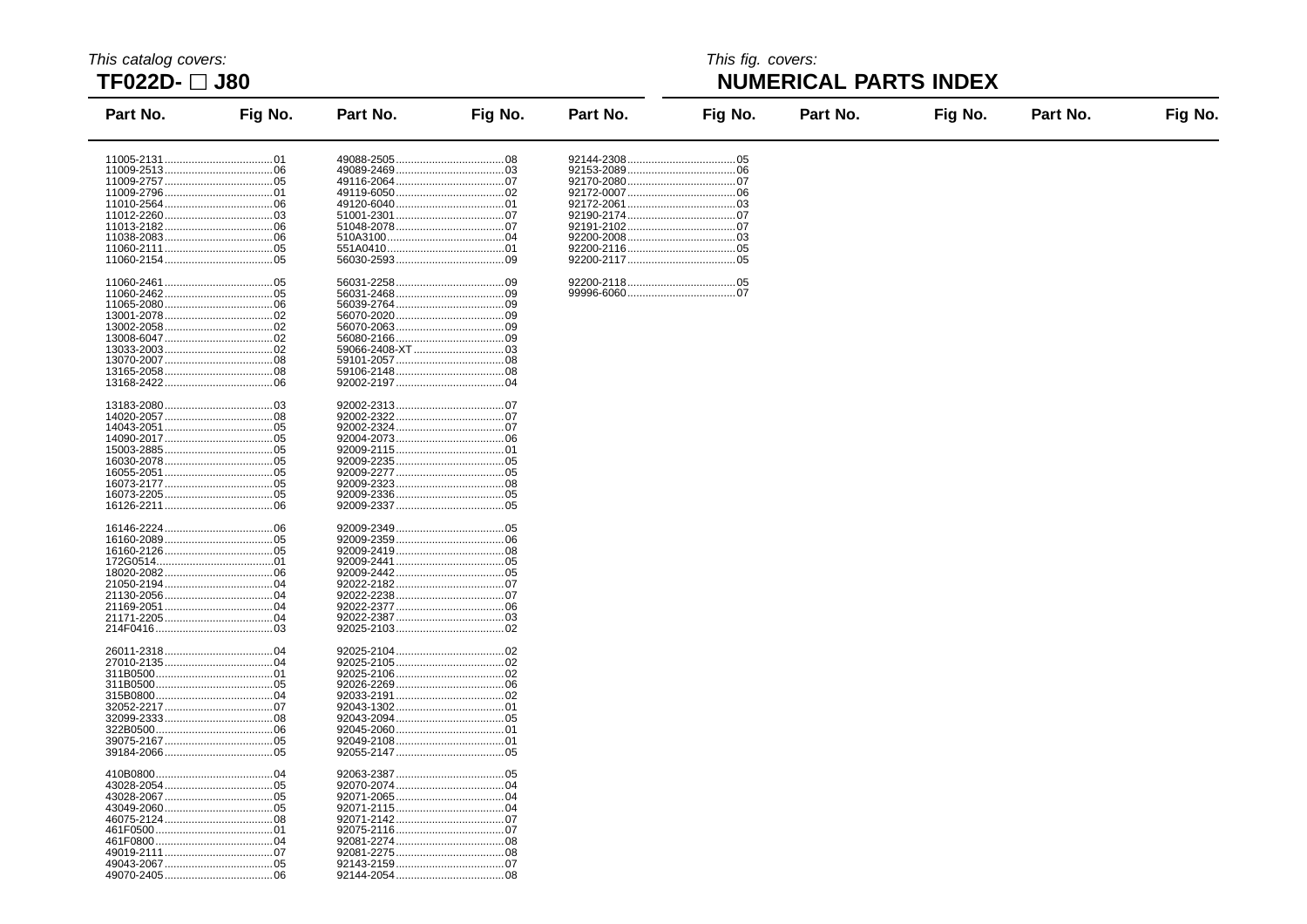This catalog covers:

**TF022D- □ J80**

This fig. covers:

## NUMERICAL PARTS INDEX

| Part No. | Fig No. | Part No. | Fig No. | Part No. | Fig No. | Part No. | Fig No. | Part No. | Fig No. |
|---|---|---|---|---|---|---|---|---|---|
| 11005-2131 | 01 | 49088-2505 | 08 | 92144-2308 | 05 | | | | |
| 11009-2513 | 06 | 49089-2469 | 03 | 92153-2089 | 06 | | | | |
| 11009-2757 | 05 | 49116-2064 | 07 | 92170-2080 | 07 | | | | |
| 11009-2796 | 01 | 49119-6050 | 02 | 92172-0007 | 06 | | | | |
| 11010-2564 | 06 | 49120-6040 | 01 | 92172-2061 | 03 | | | | |
| 11012-2260 | 03 | 51001-2301 | 07 | 92190-2174 | 07 | | | | |
| 11013-2182 | 06 | 51048-2078 | 07 | 92191-2102 | 07 | | | | |
| 11038-2083 | 06 | 510A3100 | 04 | 92200-2008 | 03 | | | | |
| 11060-2111 | 05 | 551A0410 | 01 | 92200-2116 | 05 | | | | |
| 11060-2154 | 05 | 56030-2593 | 09 | 92200-2117 | 05 | | | | |
| 11060-2461 | 05 | 56031-2258 | 09 | 92200-2118 | 05 | | | | |
| 11060-2462 | 05 | 56031-2468 | 09 | 99996-6060 | 07 | | | | |
| 11065-2080 | 06 | 56039-2764 | 09 | | | | | | |
| 13001-2078 | 02 | 56070-2020 | 09 | | | | | | |
| 13002-2058 | 02 | 56070-2063 | 09 | | | | | | |
| 13008-6047 | 02 | 56080-2166 | 09 | | | | | | |
| 13033-2003 | 02 | 59066-2408-XT | 03 | | | | | | |
| 13070-2007 | 08 | 59101-2057 | 08 | | | | | | |
| 13165-2058 | 08 | 59106-2148 | 08 | | | | | | |
| 13168-2422 | 06 | 92002-2197 | 04 | | | | | | |
| 13183-2080 | 03 | 92002-2313 | 07 | | | | | | |
| 14020-2057 | 08 | 92002-2322 | 07 | | | | | | |
| 14043-2051 | 05 | 92002-2324 | 07 | | | | | | |
| 14090-2017 | 05 | 92004-2073 | 06 | | | | | | |
| 15003-2885 | 05 | 92009-2115 | 01 | | | | | | |
| 16030-2078 | 05 | 92009-2235 | 05 | | | | | | |
| 16055-2051 | 05 | 92009-2277 | 05 | | | | | | |
| 16073-2177 | 05 | 92009-2323 | 08 | | | | | | |
| 16073-2205 | 05 | 92009-2336 | 05 | | | | | | |
| 16126-2211 | 06 | 92009-2337 | 05 | | | | | | |
| 16146-2224 | 06 | 92009-2349 | 05 | | | | | | |
| 16160-2089 | 05 | 92009-2359 | 06 | | | | | | |
| 16160-2126 | 05 | 92009-2419 | 08 | | | | | | |
| 172G0514 | 01 | 92009-2441 | 05 | | | | | | |
| 18020-2082 | 06 | 92009-2442 | 05 | | | | | | |
| 21050-2194 | 04 | 92022-2182 | 07 | | | | | | |
| 21130-2056 | 04 | 92022-2238 | 07 | | | | | | |
| 21169-2051 | 04 | 92022-2377 | 06 | | | | | | |
| 21171-2205 | 04 | 92022-2387 | 03 | | | | | | |
| 214F0416 | 03 | 92025-2103 | 02 | | | | | | |
| 26011-2318 | 04 | 92025-2104 | 02 | | | | | | |
| 27010-2135 | 04 | 92025-2105 | 02 | | | | | | |
| 311B0500 | 01 | 92025-2106 | 02 | | | | | | |
| 311B0500 | 05 | 92026-2269 | 06 | | | | | | |
| 315B0800 | 04 | 92033-2191 | 02 | | | | | | |
| 32052-2217 | 07 | 92043-1302 | 01 | | | | | | |
| 32099-2333 | 08 | 92043-2094 | 05 | | | | | | |
| 322B0500 | 06 | 92045-2060 | 01 | | | | | | |
| 39075-2167 | 05 | 92049-2108 | 01 | | | | | | |
| 39184-2066 | 05 | 92055-2147 | 05 | | | | | | |
| 410B0800 | 04 | 92063-2387 | 05 | | | | | | |
| 43028-2054 | 05 | 92070-2074 | 04 | | | | | | |
| 43028-2067 | 05 | 92071-2065 | 04 | | | | | | |
| 43049-2060 | 05 | 92071-2115 | 04 | | | | | | |
| 46075-2124 | 08 | 92071-2142 | 07 | | | | | | |
| 461F0500 | 01 | 92075-2116 | 07 | | | | | | |
| 461F0800 | 04 | 92081-2274 | 08 | | | | | | |
| 49019-2111 | 07 | 92081-2275 | 08 | | | | | | |
| 49043-2067 | 05 | 92143-2159 | 07 | | | | | | |
| 49070-2405 | 06 | 92144-2054 | 08 | | | | | | |